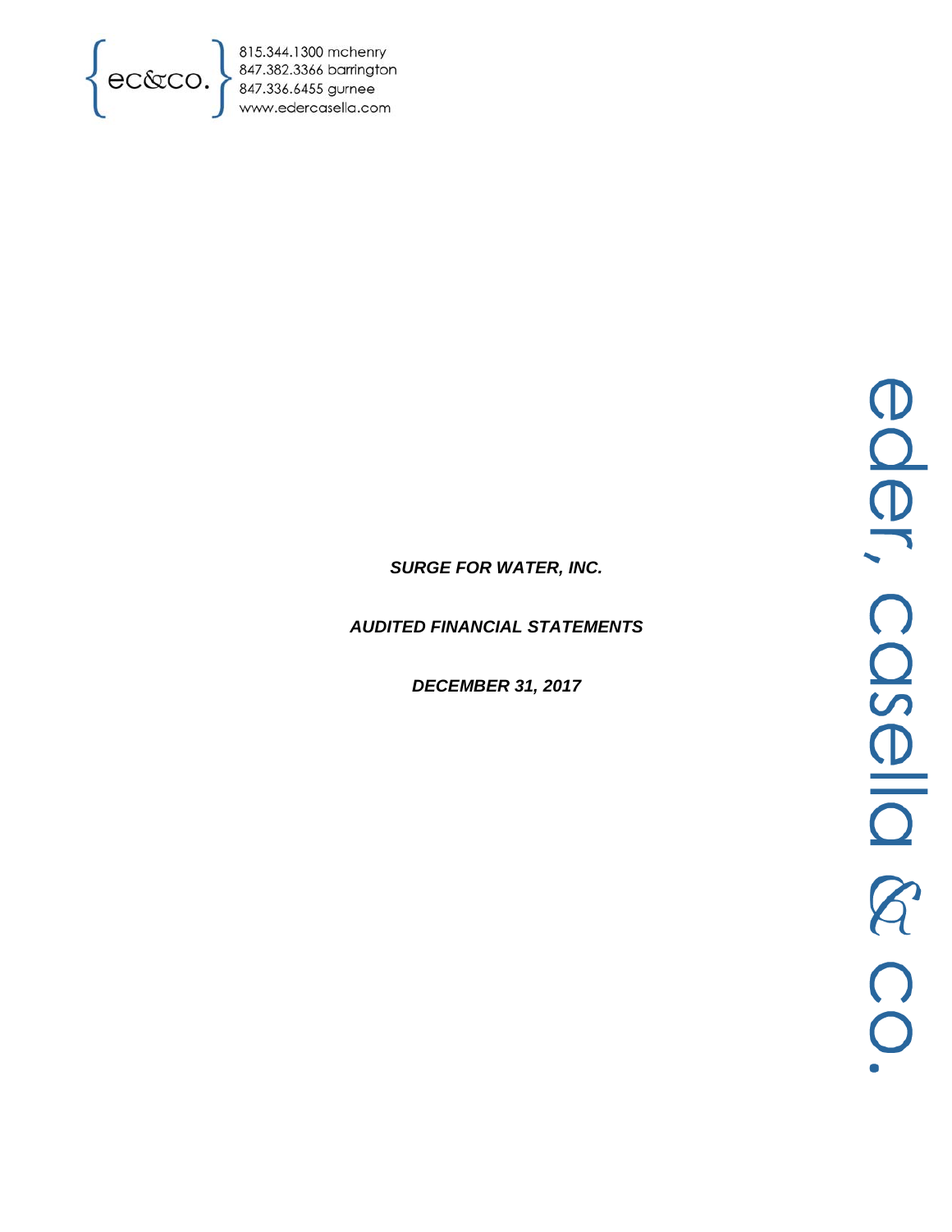ec&co.

815.344.1300 mchenry
847.382.3366 barrington
847.336.6455 gurnee
www.edercasella.com

***SURGE FOR WATER, INC.***

***AUDITED FINANCIAL STATEMENTS***

***DECEMBER 31, 2017***

eder, casella & co.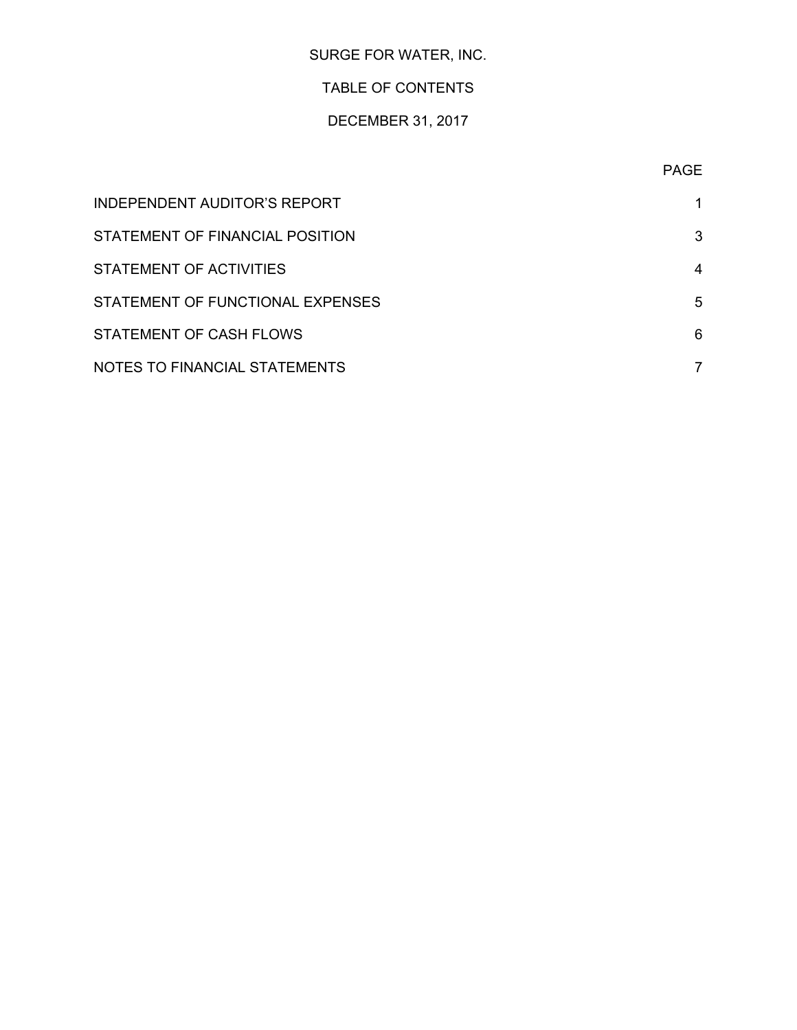# SURGE FOR WATER, INC.

## TABLE OF CONTENTS

### DECEMBER 31, 2017

| | PAGE |
|---|---|
| INDEPENDENT AUDITOR'S REPORT | 1 |
| STATEMENT OF FINANCIAL POSITION | 3 |
| STATEMENT OF ACTIVITIES | 4 |
| STATEMENT OF FUNCTIONAL EXPENSES | 5 |
| STATEMENT OF CASH FLOWS | 6 |
| NOTES TO FINANCIAL STATEMENTS | 7 |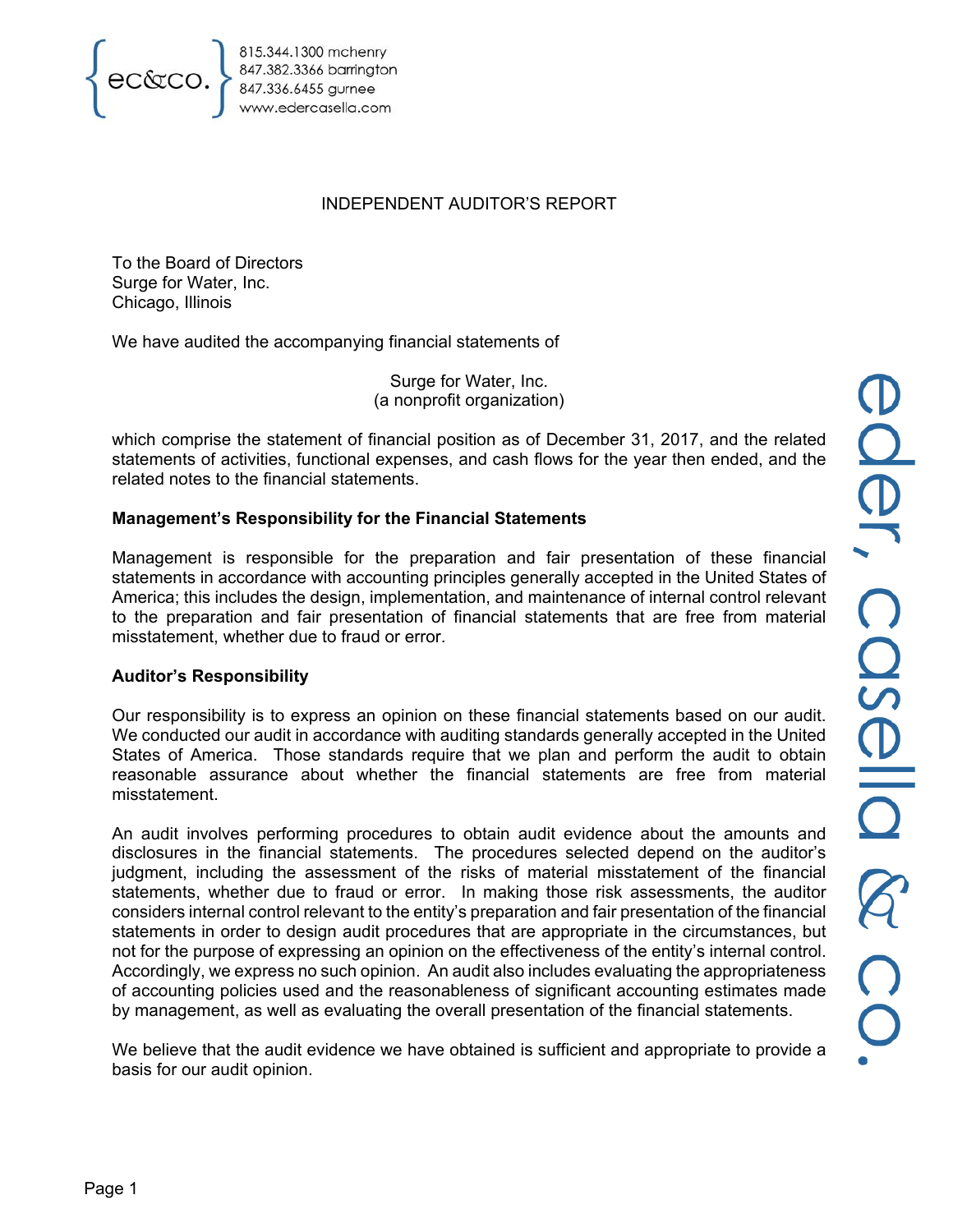ec&co.

815.344.1300 mchenry
847.382.3366 barrington
847.336.6455 gurnee
www.edercasella.com

# INDEPENDENT AUDITOR'S REPORT

To the Board of Directors
Surge for Water, Inc.
Chicago, Illinois

We have audited the accompanying financial statements of

Surge for Water, Inc.
(a nonprofit organization)

which comprise the statement of financial position as of December 31, 2017, and the related statements of activities, functional expenses, and cash flows for the year then ended, and the related notes to the financial statements.

**Management's Responsibility for the Financial Statements**

Management is responsible for the preparation and fair presentation of these financial statements in accordance with accounting principles generally accepted in the United States of America; this includes the design, implementation, and maintenance of internal control relevant to the preparation and fair presentation of financial statements that are free from material misstatement, whether due to fraud or error.

**Auditor's Responsibility**

Our responsibility is to express an opinion on these financial statements based on our audit. We conducted our audit in accordance with auditing standards generally accepted in the United States of America. Those standards require that we plan and perform the audit to obtain reasonable assurance about whether the financial statements are free from material misstatement.

An audit involves performing procedures to obtain audit evidence about the amounts and disclosures in the financial statements. The procedures selected depend on the auditor's judgment, including the assessment of the risks of material misstatement of the financial statements, whether due to fraud or error. In making those risk assessments, the auditor considers internal control relevant to the entity's preparation and fair presentation of the financial statements in order to design audit procedures that are appropriate in the circumstances, but not for the purpose of expressing an opinion on the effectiveness of the entity's internal control. Accordingly, we express no such opinion. An audit also includes evaluating the appropriateness of accounting policies used and the reasonableness of significant accounting estimates made by management, as well as evaluating the overall presentation of the financial statements.

We believe that the audit evidence we have obtained is sufficient and appropriate to provide a basis for our audit opinion.

eder, casella & co.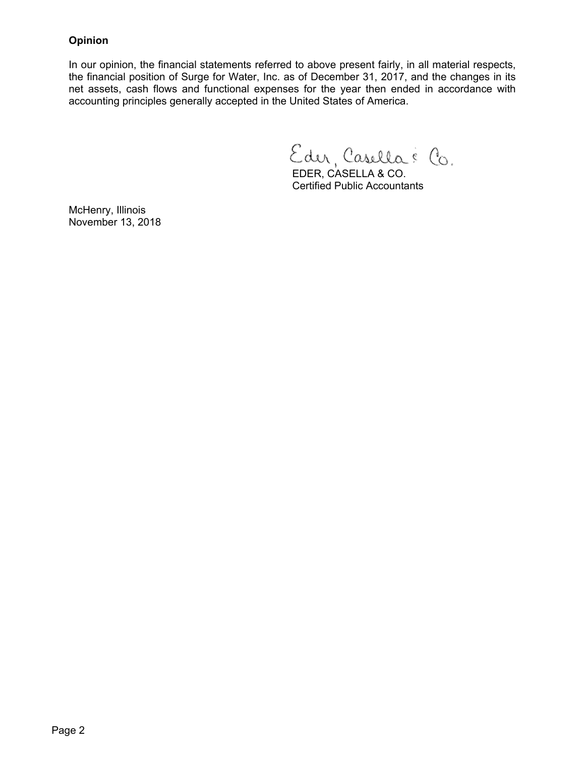**Opinion**

In our opinion, the financial statements referred to above present fairly, in all material respects, the financial position of Surge for Water, Inc. as of December 31, 2017, and the changes in its net assets, cash flows and functional expenses for the year then ended in accordance with accounting principles generally accepted in the United States of America.

Eder, Casella & Co.

EDER, CASELLA & CO.
Certified Public Accountants

McHenry, Illinois
November 13, 2018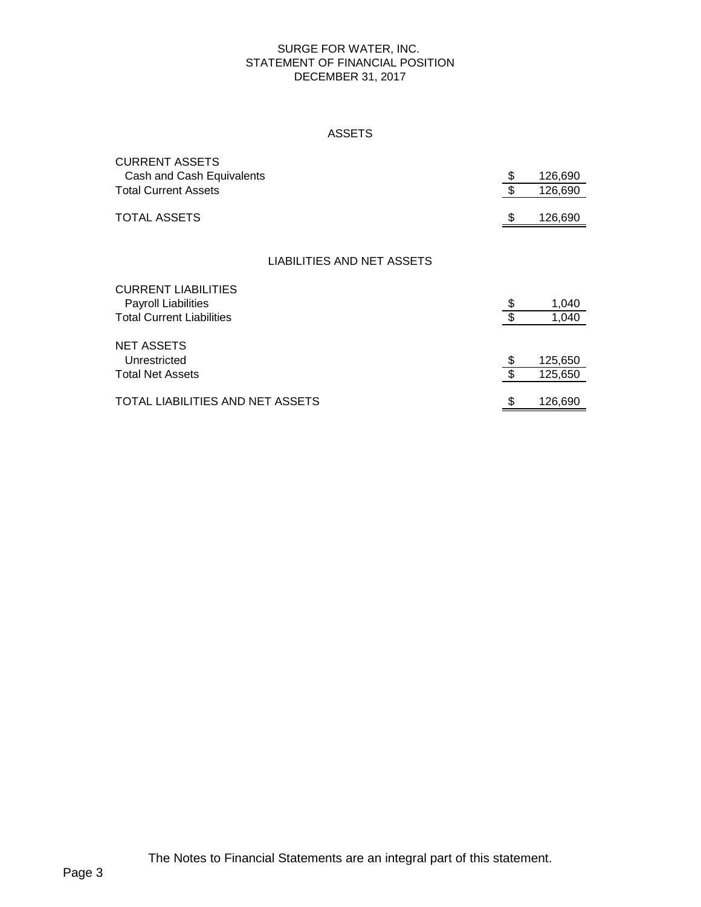# SURGE FOR WATER, INC.
## STATEMENT OF FINANCIAL POSITION
### DECEMBER 31, 2017

#### ASSETS

| | | |
|---|---|---|
| CURRENT ASSETS | | |
| Cash and Cash Equivalents | $ | 126,690 |
| Total Current Assets | $ | 126,690 |
| | | |
| TOTAL ASSETS | $ | 126,690 |

#### LIABILITIES AND NET ASSETS

| | | |
|---|---|---|
| CURRENT LIABILITIES | | |
| Payroll Liabilities | $ | 1,040 |
| Total Current Liabilities | $ | 1,040 |
| | | |
| NET ASSETS | | |
| Unrestricted | $ | 125,650 |
| Total Net Assets | $ | 125,650 |
| | | |
| TOTAL LIABILITIES AND NET ASSETS | $ | 126,690 |

The Notes to Financial Statements are an integral part of this statement.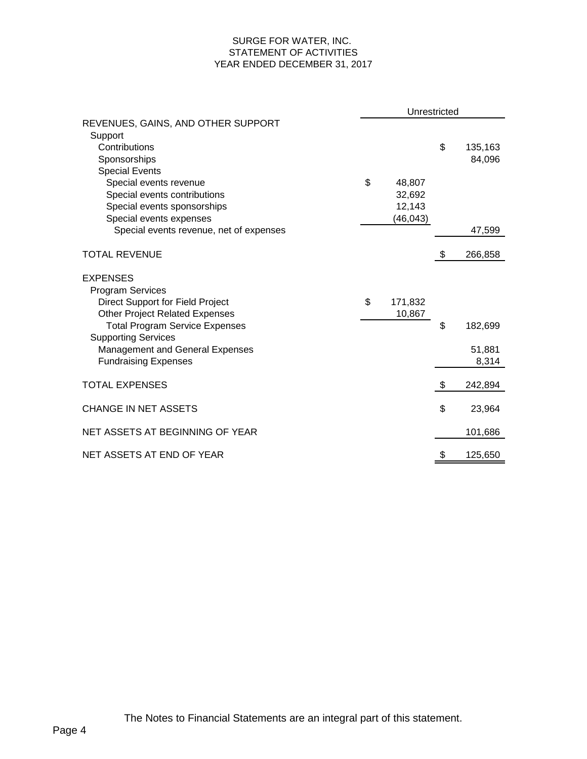# SURGE FOR WATER, INC.
## STATEMENT OF ACTIVITIES
### YEAR ENDED DECEMBER 31, 2017

| | | Unrestricted |
|---|---|---|
| **REVENUES, GAINS, AND OTHER SUPPORT** | | |
| Support | | |
| Contributions | | $ 135,163 |
| Sponsorships | | 84,096 |
| Special Events | | |
| Special events revenue | $ 48,807 | |
| Special events contributions | 32,692 | |
| Special events sponsorships | 12,143 | |
| Special events expenses | (46,043) | |
| Special events revenue, net of expenses | | 47,599 |
| **TOTAL REVENUE** | | $ 266,858 |
| **EXPENSES** | | |
| Program Services | | |
| Direct Support for Field Project | $ 171,832 | |
| Other Project Related Expenses | 10,867 | |
| Total Program Service Expenses | | $ 182,699 |
| Supporting Services | | |
| Management and General Expenses | | 51,881 |
| Fundraising Expenses | | 8,314 |
| **TOTAL EXPENSES** | | $ 242,894 |
| **CHANGE IN NET ASSETS** | | $ 23,964 |
| **NET ASSETS AT BEGINNING OF YEAR** | | 101,686 |
| **NET ASSETS AT END OF YEAR** | | $ 125,650 |

The Notes to Financial Statements are an integral part of this statement.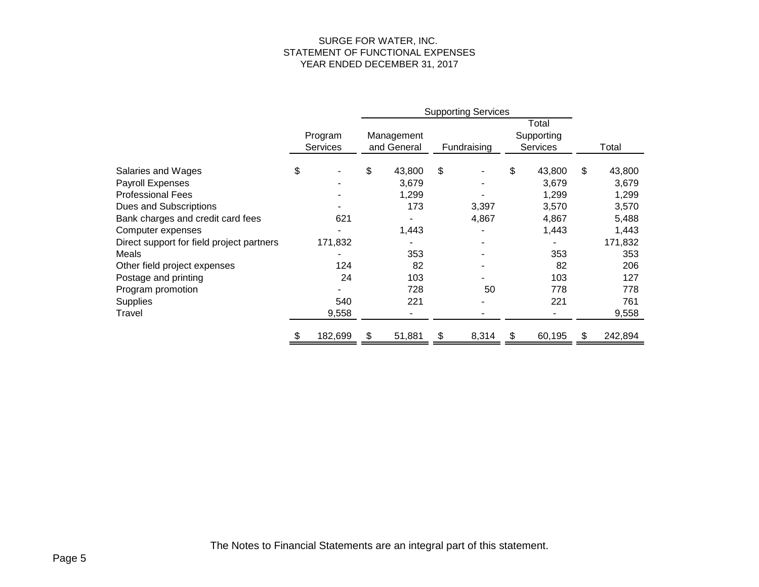# SURGE FOR WATER, INC.
## STATEMENT OF FUNCTIONAL EXPENSES
### YEAR ENDED DECEMBER 31, 2017

| | Program Services | Supporting Services | | | Total |
|---|---|---|---|---|---|
| | | Management and General | Fundraising | Total Supporting Services | |
| Salaries and Wages | $ - | $ 43,800 | $ - | $ 43,800 | $ 43,800 |
| Payroll Expenses | - | 3,679 | - | 3,679 | 3,679 |
| Professional Fees | - | 1,299 | - | 1,299 | 1,299 |
| Dues and Subscriptions | - | 173 | 3,397 | 3,570 | 3,570 |
| Bank charges and credit card fees | 621 | - | 4,867 | 4,867 | 5,488 |
| Computer expenses | - | 1,443 | - | 1,443 | 1,443 |
| Direct support for field project partners | 171,832 | - | - | - | 171,832 |
| Meals | - | 353 | - | 353 | 353 |
| Other field project expenses | 124 | 82 | - | 82 | 206 |
| Postage and printing | 24 | 103 | - | 103 | 127 |
| Program promotion | - | 728 | 50 | 778 | 778 |
| Supplies | 540 | 221 | - | 221 | 761 |
| Travel | 9,558 | - | - | - | 9,558 |
| | $ 182,699 | $ 51,881 | $ 8,314 | $ 60,195 | $ 242,894 |

The Notes to Financial Statements are an integral part of this statement.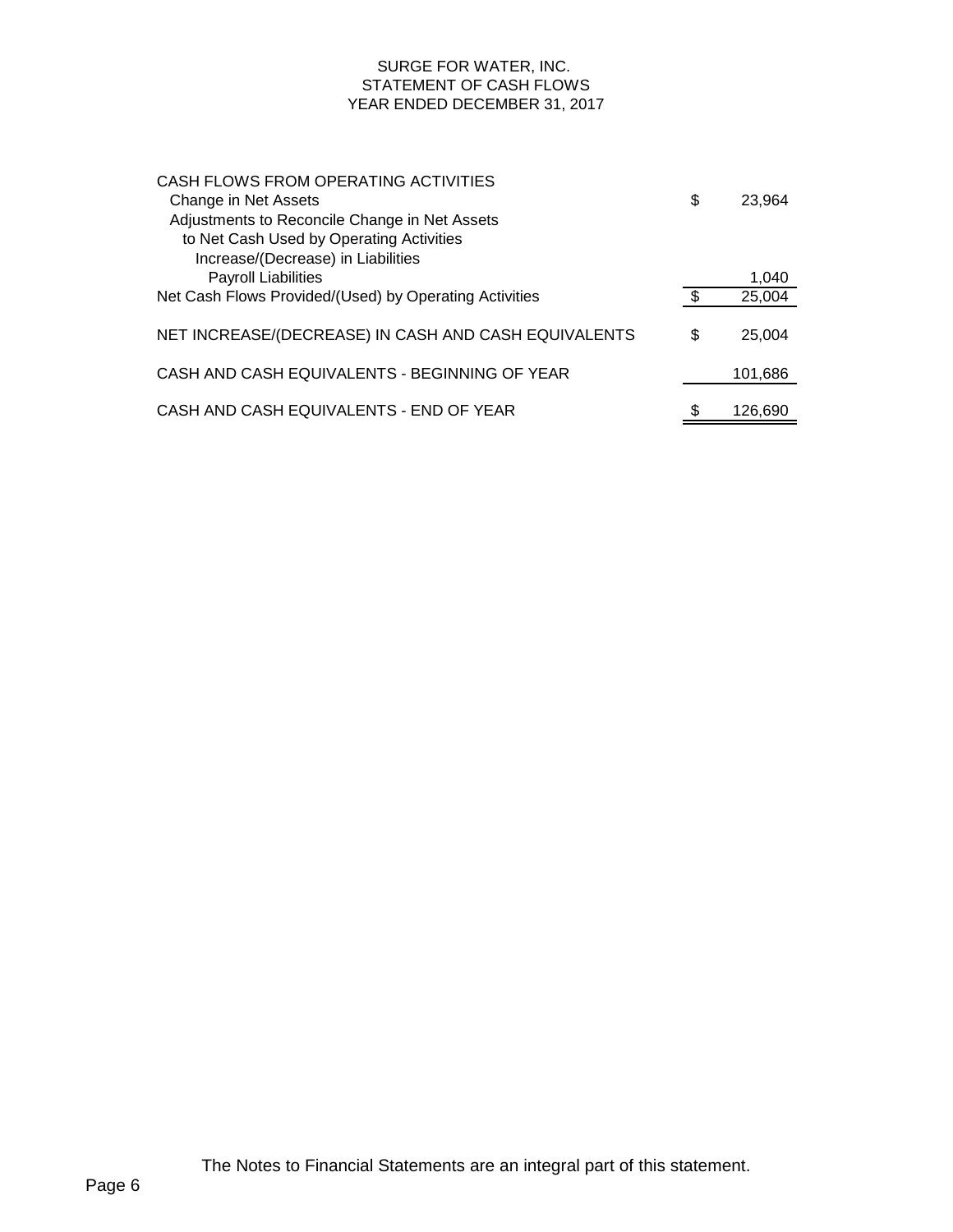# SURGE FOR WATER, INC.
## STATEMENT OF CASH FLOWS
### YEAR ENDED DECEMBER 31, 2017

| | | |
|---|---|---|
| CASH FLOWS FROM OPERATING ACTIVITIES | | |
| Change in Net Assets | $ | 23,964 |
| Adjustments to Reconcile Change in Net Assets | | |
| to Net Cash Used by Operating Activities | | |
| Increase/(Decrease) in Liabilities | | |
| Payroll Liabilities | | 1,040 |
| Net Cash Flows Provided/(Used) by Operating Activities | $ | 25,004 |
| | | |
| NET INCREASE/(DECREASE) IN CASH AND CASH EQUIVALENTS | $ | 25,004 |
| | | |
| CASH AND CASH EQUIVALENTS - BEGINNING OF YEAR | | 101,686 |
| | | |
| CASH AND CASH EQUIVALENTS - END OF YEAR | $ | 126,690 |

The Notes to Financial Statements are an integral part of this statement.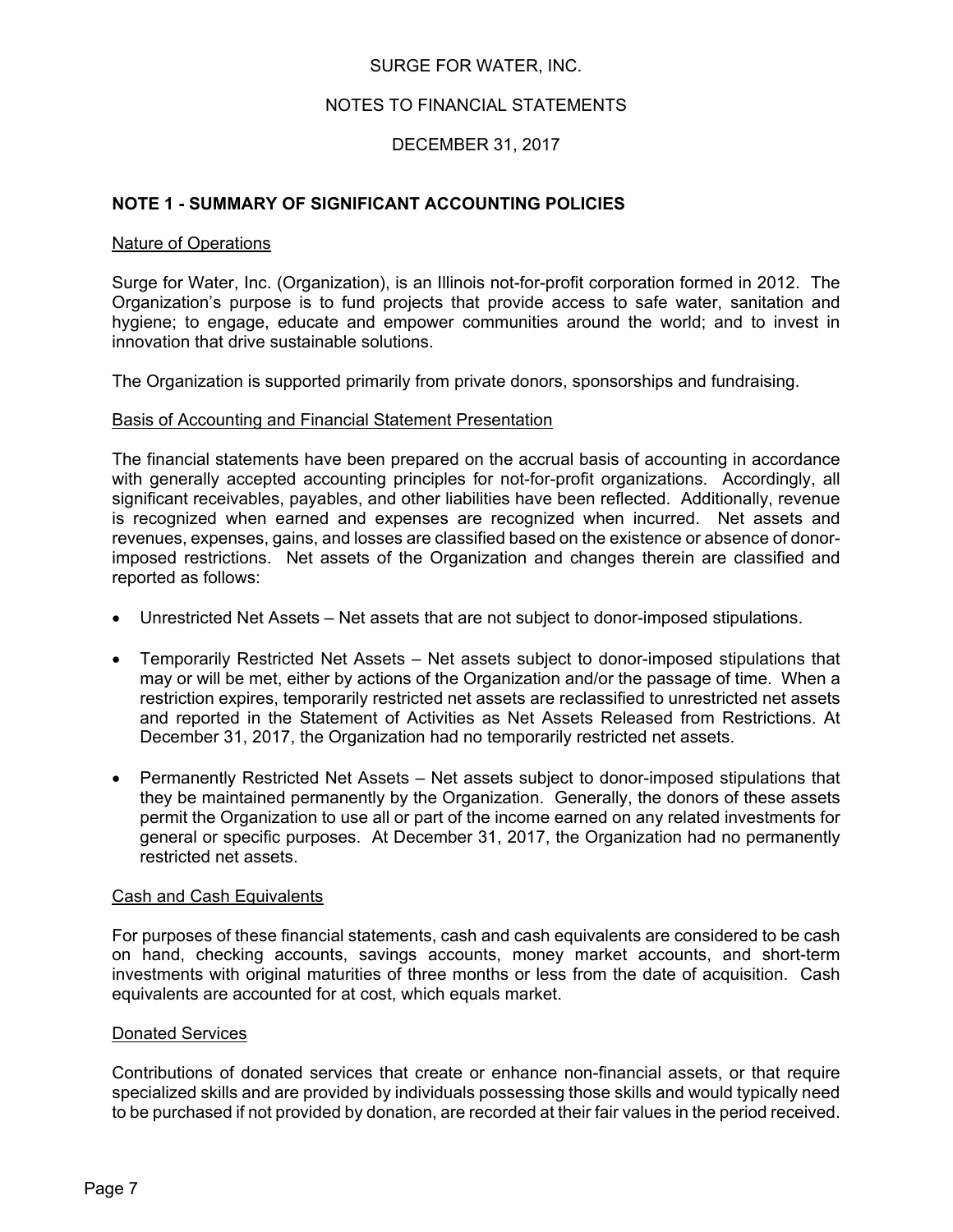SURGE FOR WATER, INC.

NOTES TO FINANCIAL STATEMENTS

DECEMBER 31, 2017

## NOTE 1 - SUMMARY OF SIGNIFICANT ACCOUNTING POLICIES

### Nature of Operations

Surge for Water, Inc. (Organization), is an Illinois not-for-profit corporation formed in 2012. The Organization's purpose is to fund projects that provide access to safe water, sanitation and hygiene; to engage, educate and empower communities around the world; and to invest in innovation that drive sustainable solutions.

The Organization is supported primarily from private donors, sponsorships and fundraising.

### Basis of Accounting and Financial Statement Presentation

The financial statements have been prepared on the accrual basis of accounting in accordance with generally accepted accounting principles for not-for-profit organizations. Accordingly, all significant receivables, payables, and other liabilities have been reflected. Additionally, revenue is recognized when earned and expenses are recognized when incurred. Net assets and revenues, expenses, gains, and losses are classified based on the existence or absence of donor-imposed restrictions. Net assets of the Organization and changes therein are classified and reported as follows:

- Unrestricted Net Assets – Net assets that are not subject to donor-imposed stipulations.
- Temporarily Restricted Net Assets – Net assets subject to donor-imposed stipulations that may or will be met, either by actions of the Organization and/or the passage of time. When a restriction expires, temporarily restricted net assets are reclassified to unrestricted net assets and reported in the Statement of Activities as Net Assets Released from Restrictions. At December 31, 2017, the Organization had no temporarily restricted net assets.
- Permanently Restricted Net Assets – Net assets subject to donor-imposed stipulations that they be maintained permanently by the Organization. Generally, the donors of these assets permit the Organization to use all or part of the income earned on any related investments for general or specific purposes. At December 31, 2017, the Organization had no permanently restricted net assets.

### Cash and Cash Equivalents

For purposes of these financial statements, cash and cash equivalents are considered to be cash on hand, checking accounts, savings accounts, money market accounts, and short-term investments with original maturities of three months or less from the date of acquisition. Cash equivalents are accounted for at cost, which equals market.

### Donated Services

Contributions of donated services that create or enhance non-financial assets, or that require specialized skills and are provided by individuals possessing those skills and would typically need to be purchased if not provided by donation, are recorded at their fair values in the period received.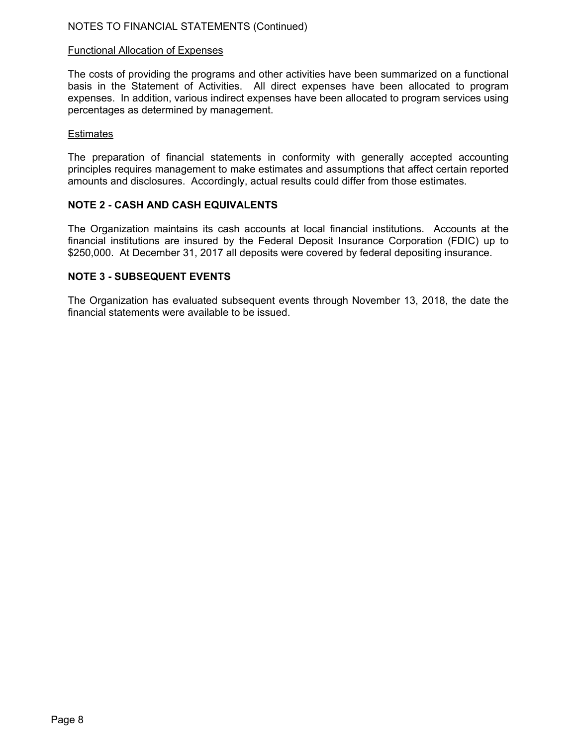NOTES TO FINANCIAL STATEMENTS (Continued)

Functional Allocation of Expenses

The costs of providing the programs and other activities have been summarized on a functional basis in the Statement of Activities. All direct expenses have been allocated to program expenses. In addition, various indirect expenses have been allocated to program services using percentages as determined by management.

Estimates

The preparation of financial statements in conformity with generally accepted accounting principles requires management to make estimates and assumptions that affect certain reported amounts and disclosures. Accordingly, actual results could differ from those estimates.

## NOTE 2 - CASH AND CASH EQUIVALENTS

The Organization maintains its cash accounts at local financial institutions. Accounts at the financial institutions are insured by the Federal Deposit Insurance Corporation (FDIC) up to $250,000. At December 31, 2017 all deposits were covered by federal depositing insurance.

## NOTE 3 - SUBSEQUENT EVENTS

The Organization has evaluated subsequent events through November 13, 2018, the date the financial statements were available to be issued.